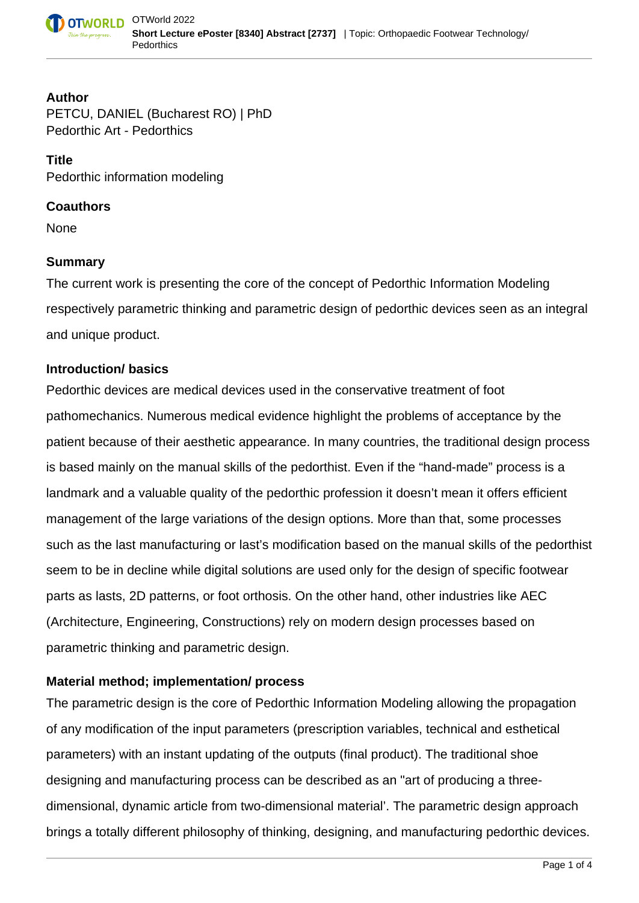## Author

PETCU, DANIEL (Bucharest RO) | PhD
Pedorthic Art - Pedorthics

## Title

Pedorthic information modeling

## Coauthors

None

## Summary

The current work is presenting the core of the concept of Pedorthic Information Modeling respectively parametric thinking and parametric design of pedorthic devices seen as an integral and unique product.

## Introduction/ basics

Pedorthic devices are medical devices used in the conservative treatment of foot pathomechanics. Numerous medical evidence highlight the problems of acceptance by the patient because of their aesthetic appearance. In many countries, the traditional design process is based mainly on the manual skills of the pedorthist. Even if the “hand-made” process is a landmark and a valuable quality of the pedorthic profession it doesn’t mean it offers efficient management of the large variations of the design options. More than that, some processes such as the last manufacturing or last’s modification based on the manual skills of the pedorthist seem to be in decline while digital solutions are used only for the design of specific footwear parts as lasts, 2D patterns, or foot orthosis. On the other hand, other industries like AEC (Architecture, Engineering, Constructions) rely on modern design processes based on parametric thinking and parametric design.

## Material method; implementation/ process

The parametric design is the core of Pedorthic Information Modeling allowing the propagation of any modification of the input parameters (prescription variables, technical and esthetical parameters) with an instant updating of the outputs (final product). The traditional shoe designing and manufacturing process can be described as an "art of producing a three-dimensional, dynamic article from two-dimensional material’. The parametric design approach brings a totally different philosophy of thinking, designing, and manufacturing pedorthic devices.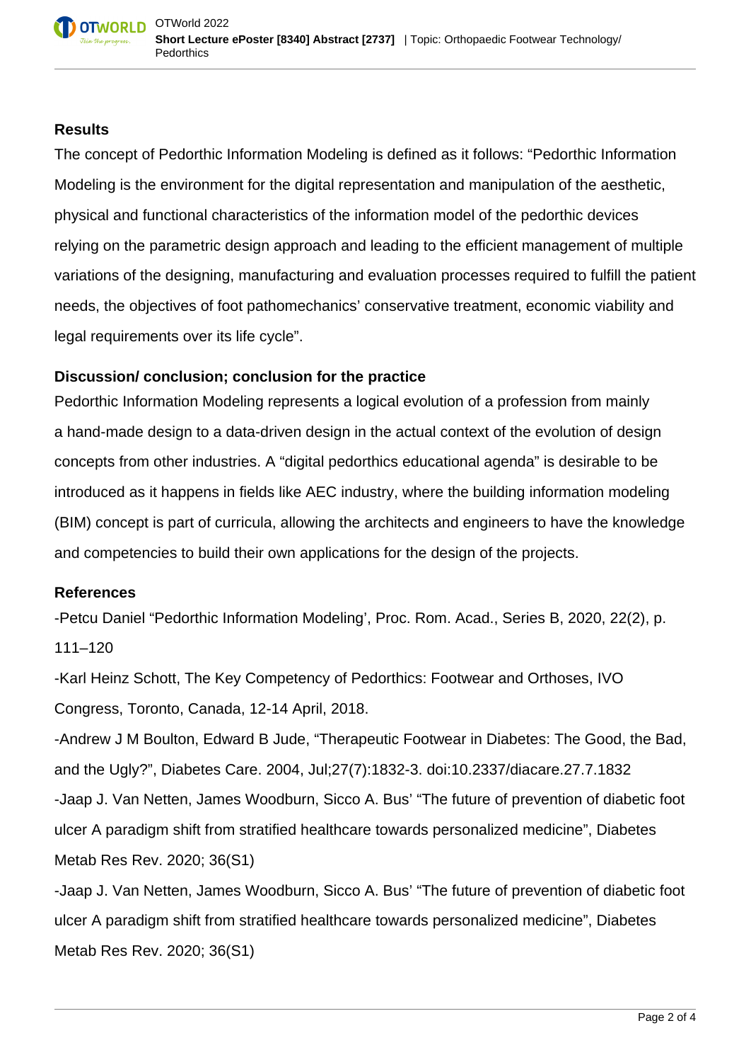**Results**

The concept of Pedorthic Information Modeling is defined as it follows: “Pedorthic Information Modeling is the environment for the digital representation and manipulation of the aesthetic, physical and functional characteristics of the information model of the pedorthic devices relying on the parametric design approach and leading to the efficient management of multiple variations of the designing, manufacturing and evaluation processes required to fulfill the patient needs, the objectives of foot pathomechanics’ conservative treatment, economic viability and legal requirements over its life cycle”.

**Discussion/ conclusion; conclusion for the practice**

Pedorthic Information Modeling represents a logical evolution of a profession from mainly a hand-made design to a data-driven design in the actual context of the evolution of design concepts from other industries. A “digital pedorthics educational agenda” is desirable to be introduced as it happens in fields like AEC industry, where the building information modeling (BIM) concept is part of curricula, allowing the architects and engineers to have the knowledge and competencies to build their own applications for the design of the projects.

**References**

-Petcu Daniel “Pedorthic Information Modeling’, Proc. Rom. Acad., Series B, 2020, 22(2), p. 111–120

-Karl Heinz Schott, The Key Competency of Pedorthics: Footwear and Orthoses, IVO Congress, Toronto, Canada, 12-14 April, 2018.

-Andrew J M Boulton, Edward B Jude, “Therapeutic Footwear in Diabetes: The Good, the Bad, and the Ugly?”, Diabetes Care. 2004, Jul;27(7):1832-3. doi:10.2337/diacare.27.7.1832

-Jaap J. Van Netten, James Woodburn, Sicco A. Bus’ “The future of prevention of diabetic foot ulcer A paradigm shift from stratified healthcare towards personalized medicine”, Diabetes Metab Res Rev. 2020; 36(S1)

-Jaap J. Van Netten, James Woodburn, Sicco A. Bus’ “The future of prevention of diabetic foot ulcer A paradigm shift from stratified healthcare towards personalized medicine”, Diabetes Metab Res Rev. 2020; 36(S1)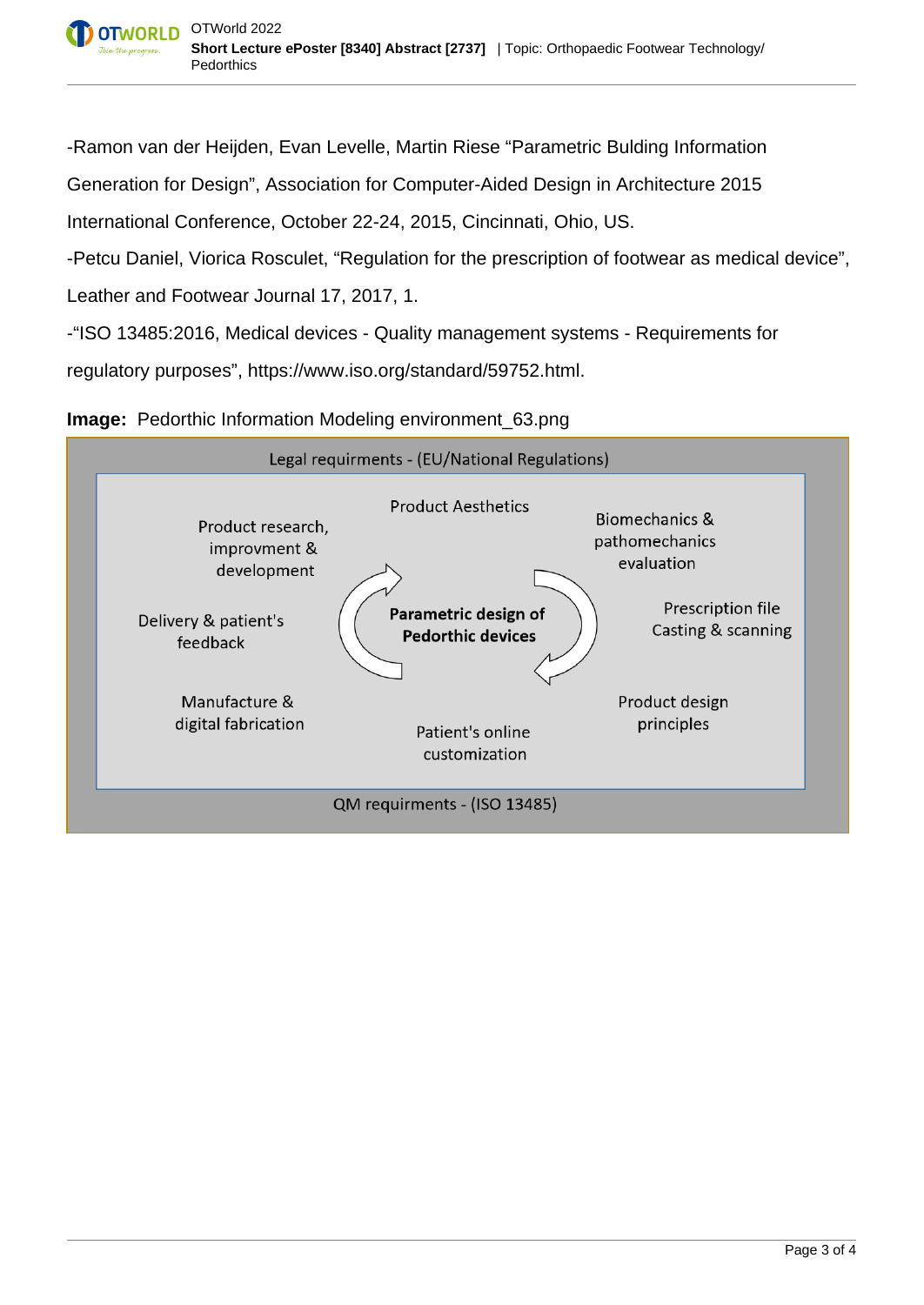-Ramon van der Heijden, Evan Levelle, Martin Riese “Parametric Bulding Information Generation for Design”, Association for Computer-Aided Design in Architecture 2015 International Conference, October 22-24, 2015, Cincinnati, Ohio, US.

-Petcu Daniel, Viorica Rosculet, “Regulation for the prescription of footwear as medical device”, Leather and Footwear Journal 17, 2017, 1.

-“ISO 13485:2016, Medical devices - Quality management systems - Requirements for regulatory purposes”, https://www.iso.org/standard/59752.html.

**Image:** Pedorthic Information Modeling environment_63.png

Legal requirments - (EU/National Regulations)

Product research, improvment & development

Product Aesthetics

Biomechanics & pathomechanics evaluation

Delivery & patient's feedback

**Parametric design of Pedorthic devices**

Prescription file Casting & scanning

Manufacture & digital fabrication

Patient's online customization

Product design principles

QM requirments - (ISO 13485)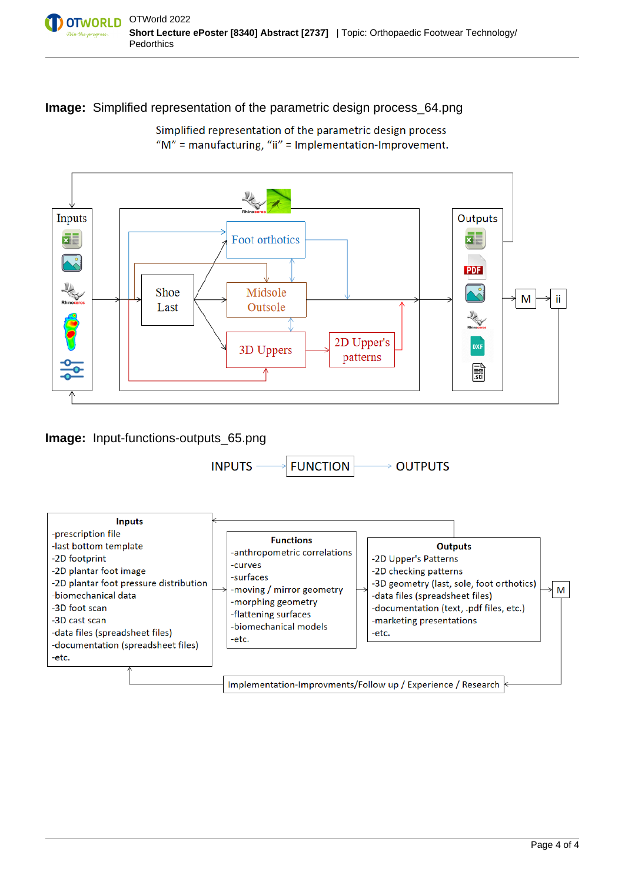**Image:** Simplified representation of the parametric design process_64.png

Simplified representation of the parametric design process
"M" = manufacturing, "ii" = Implementation-Improvement.

Inputs

Rhinoceros

Shoe Last

Foot orthotics

Midsole Outsole

3D Uppers

2D Upper's patterns

Outputs

PDF

Rhinoceros

DXF

stl

M

ii

**Image:** Input-functions-outputs_65.png

INPUTS → FUNCTION → OUTPUTS

**Inputs**
- -prescription file
- -last bottom template
- -2D footprint
- -2D plantar foot image
- -2D plantar foot pressure distribution
- -biomechanical data
- -3D foot scan
- -3D cast scan
- -data files (spreadsheet files)
- -documentation (spreadsheet files)
- -etc.

**Functions**
- -anthropometric correlations
- -curves
- -surfaces
- -moving / mirror geometry
- -morphing geometry
- -flattening surfaces
- -biomechanical models
- -etc.

**Outputs**
- -2D Upper's Patterns
- -2D checking patterns
- -3D geometry (last, sole, foot orthotics)
- -data files (spreadsheet files)
- -documentation (text, .pdf files, etc.)
- -marketing presentations
- -etc.

M

Implementation-Improvments/Follow up / Experience / Research